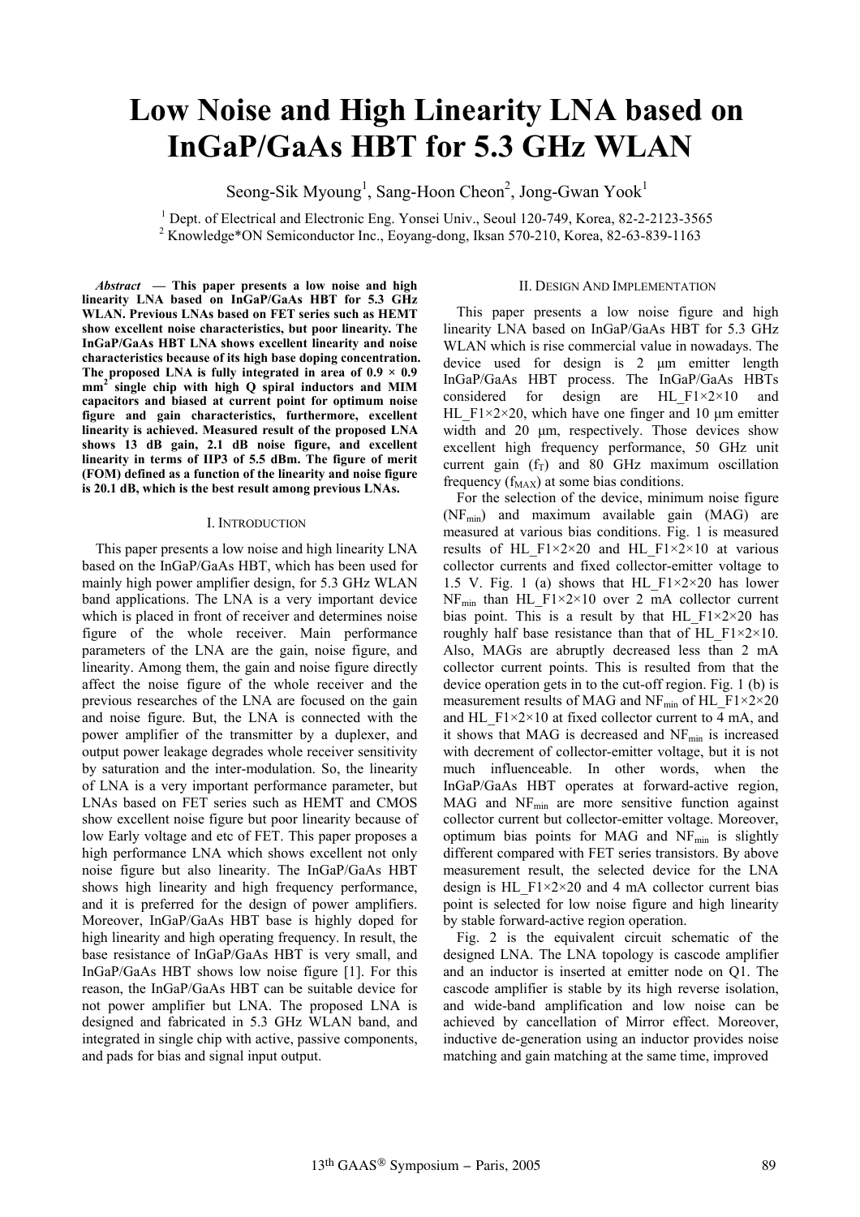# Low Noise and High Linearity LNA based on InGaP/GaAs HBT for 5.3 GHz WLAN

Seong-Sik Myoung[1], Sang-Hoon Cheon[2], Jong-Gwan Yook[1]

[1] Dept. of Electrical and Electronic Eng. Yonsei Univ., Seoul 120-749, Korea, 82-2-2123-3565
[2] Knowledge*ON Semiconductor Inc., Eoyang-dong, Iksan 570-210, Korea, 82-63-839-1163

***Abstract*** **— This paper presents a low noise and high linearity LNA based on InGaP/GaAs HBT for 5.3 GHz WLAN. Previous LNAs based on FET series such as HEMT show excellent noise characteristics, but poor linearity. The InGaP/GaAs HBT LNA shows excellent linearity and noise characteristics because of its high base doping concentration. The proposed LNA is fully integrated in area of 0.9 × 0.9 mm$^2$ single chip with high Q spiral inductors and MIM capacitors and biased at current point for optimum noise figure and gain characteristics, furthermore, excellent linearity is achieved. Measured result of the proposed LNA shows 13 dB gain, 2.1 dB noise figure, and excellent linearity in terms of IIP3 of 5.5 dBm. The figure of merit (FOM) defined as a function of the linearity and noise figure is 20.1 dB, which is the best result among previous LNAs.**

## I. Introduction

This paper presents a low noise and high linearity LNA based on the InGaP/GaAs HBT, which has been used for mainly high power amplifier design, for 5.3 GHz WLAN band applications. The LNA is a very important device which is placed in front of receiver and determines noise figure of the whole receiver. Main performance parameters of the LNA are the gain, noise figure, and linearity. Among them, the gain and noise figure directly affect the noise figure of the whole receiver and the previous researches of the LNA are focused on the gain and noise figure. But, the LNA is connected with the power amplifier of the transmitter by a duplexer, and output power leakage degrades whole receiver sensitivity by saturation and the inter-modulation. So, the linearity of LNA is a very important performance parameter, but LNAs based on FET series such as HEMT and CMOS show excellent noise figure but poor linearity because of low Early voltage and etc of FET. This paper proposes a high performance LNA which shows excellent not only noise figure but also linearity. The InGaP/GaAs HBT shows high linearity and high frequency performance, and it is preferred for the design of power amplifiers. Moreover, InGaP/GaAs HBT base is highly doped for high linearity and high operating frequency. In result, the base resistance of InGaP/GaAs HBT is very small, and InGaP/GaAs HBT shows low noise figure [1]. For this reason, the InGaP/GaAs HBT can be suitable device for not power amplifier but LNA. The proposed LNA is designed and fabricated in 5.3 GHz WLAN band, and integrated in single chip with active, passive components, and pads for bias and signal input output.

## II. Design And Implementation

This paper presents a low noise figure and high linearity LNA based on InGaP/GaAs HBT for 5.3 GHz WLAN which is rise commercial value in nowadays. The device used for design is 2 μm emitter length InGaP/GaAs HBT process. The InGaP/GaAs HBTs considered for design are HL_F1×2×10 and HL_F1×2×20, which have one finger and 10 μm emitter width and 20 μm, respectively. Those devices show excellent high frequency performance, 50 GHz unit current gain ($f_T$) and 80 GHz maximum oscillation frequency ($f_{MAX}$) at some bias conditions.

For the selection of the device, minimum noise figure ($NF_{min}$) and maximum available gain (MAG) are measured at various bias conditions. Fig. 1 is measured results of HL_F1×2×20 and HL_F1×2×10 at various collector currents and fixed collector-emitter voltage to 1.5 V. Fig. 1 (a) shows that HL_F1×2×20 has lower $NF_{min}$ than HL_F1×2×10 over 2 mA collector current bias point. This is a result by that HL_F1×2×20 has roughly half base resistance than that of HL_F1×2×10. Also, MAGs are abruptly decreased less than 2 mA collector current points. This is resulted from that the device operation gets in to the cut-off region. Fig. 1 (b) is measurement results of MAG and $NF_{min}$ of HL_F1×2×20 and HL_F1×2×10 at fixed collector current to 4 mA, and it shows that MAG is decreased and $NF_{min}$ is increased with decrement of collector-emitter voltage, but it is not much influenceable. In other words, when the InGaP/GaAs HBT operates at forward-active region, MAG and $NF_{min}$ are more sensitive function against collector current but collector-emitter voltage. Moreover, optimum bias points for MAG and $NF_{min}$ is slightly different compared with FET series transistors. By above measurement result, the selected device for the LNA design is HL_F1×2×20 and 4 mA collector current bias point is selected for low noise figure and high linearity by stable forward-active region operation.

Fig. 2 is the equivalent circuit schematic of the designed LNA. The LNA topology is cascode amplifier and an inductor is inserted at emitter node on Q1. The cascode amplifier is stable by its high reverse isolation, and wide-band amplification and low noise can be achieved by cancellation of Mirror effect. Moreover, inductive de-generation using an inductor provides noise matching and gain matching at the same time, improved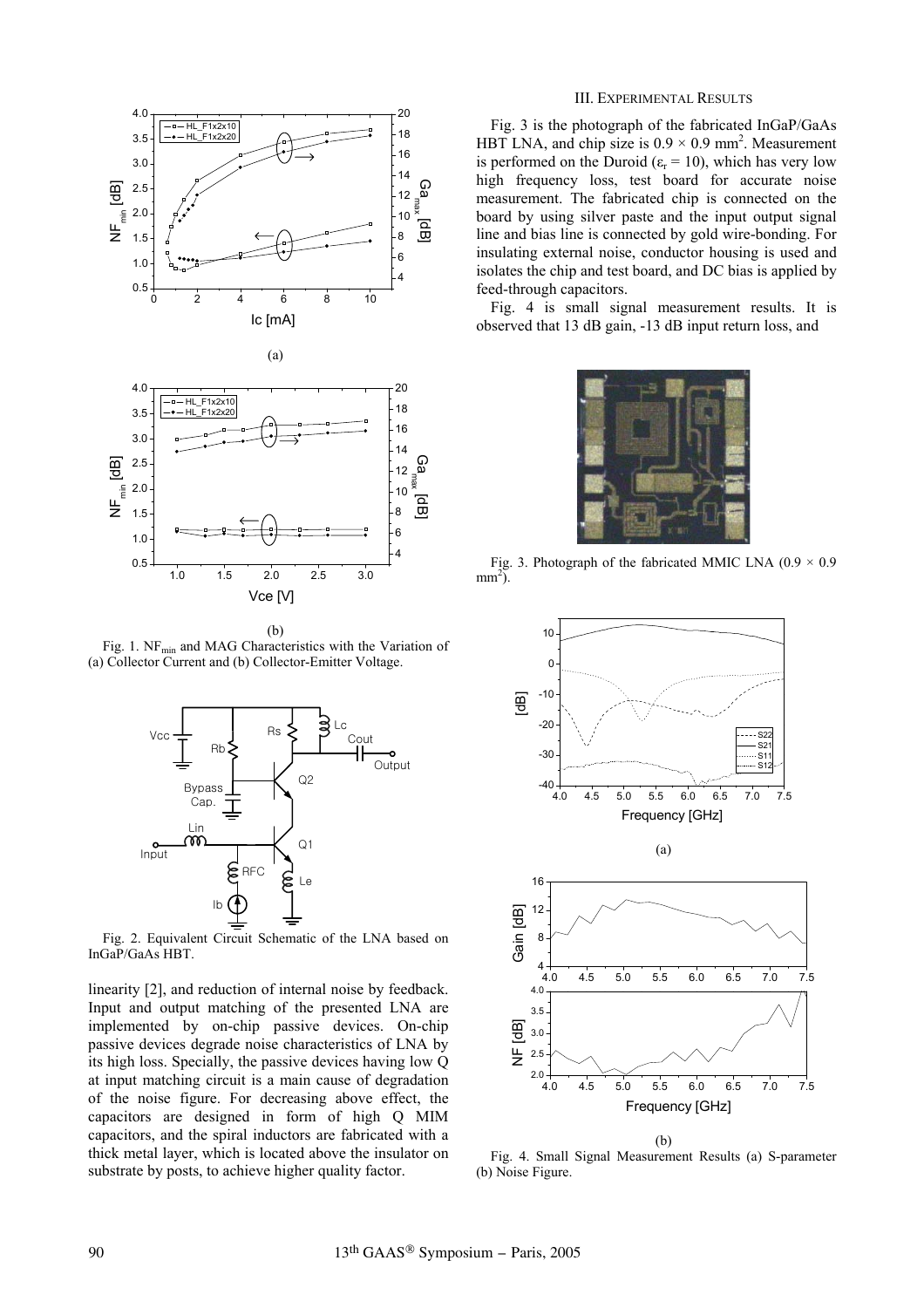4.0
3.5
3.0
2.5
2.0
1.5
1.0
0.5

HL_F1x2x10
HL_F1x2x20

$NF_{min}$ [dB]

$Ga_{max}$ [dB]

20
18
16
14
12
10
8
6
4

0 2 4 6 8 10

Ic [mA]

(a)

4.0
3.5
3.0
2.5
2.0
1.5
1.0
0.5

HL_F1x2x10
HL_F1x2x20

$NF_{min}$ [dB]

$Ga_{max}$ [dB]

20
18
16
14
12
10
8
6
4

1.0 1.5 2.0 2.5 3.0

Vce [V]

(b)

Fig. 1. $NF_{min}$ and MAG Characteristics with the Variation of (a) Collector Current and (b) Collector-Emitter Voltage.

Vcc
Rb
Rs
Lc
Cout
Output
Q2
Bypass Cap.
Lin
Input
Q1
RFC
Le
Ib

Fig. 2. Equivalent Circuit Schematic of the LNA based on InGaP/GaAs HBT.

linearity [2], and reduction of internal noise by feedback. Input and output matching of the presented LNA are implemented by on-chip passive devices. On-chip passive devices degrade noise characteristics of LNA by its high loss. Specially, the passive devices having low Q at input matching circuit is a main cause of degradation of the noise figure. For decreasing above effect, the capacitors are designed in form of high Q MIM capacitors, and the spiral inductors are fabricated with a thick metal layer, which is located above the insulator on substrate by posts, to achieve higher quality factor.

## III. Experimental Results

Fig. 3 is the photograph of the fabricated InGaP/GaAs HBT LNA, and chip size is $0.9 \times 0.9$ mm$^2$. Measurement is performed on the Duroid ($\varepsilon_r = 10$), which has very low high frequency loss, test board for accurate noise measurement. The fabricated chip is connected on the board by using silver paste and the input output signal line and bias line is connected by gold wire-bonding. For insulating external noise, conductor housing is used and isolates the chip and test board, and DC bias is applied by feed-through capacitors.

Fig. 4 is small signal measurement results. It is observed that 13 dB gain, -13 dB input return loss, and

Fig. 3. Photograph of the fabricated MMIC LNA ($0.9 \times 0.9$ mm$^2$).

10
0
-10
-20
-30
-40

[dB]

S22
S21
S11
S12

4.0 4.5 5.0 5.5 6.0 6.5 7.0 7.5

Frequency [GHz]

(a)

16
12
8
4

Gain [dB]

4.0 4.5 5.0 5.5 6.0 6.5 7.0 7.5

4.0
3.5
3.0
2.5
2.0

NF [dB]

4.0 4.5 5.0 5.5 6.0 6.5 7.0 7.5

Frequency [GHz]

(b)

Fig. 4. Small Signal Measurement Results (a) S-parameter (b) Noise Figure.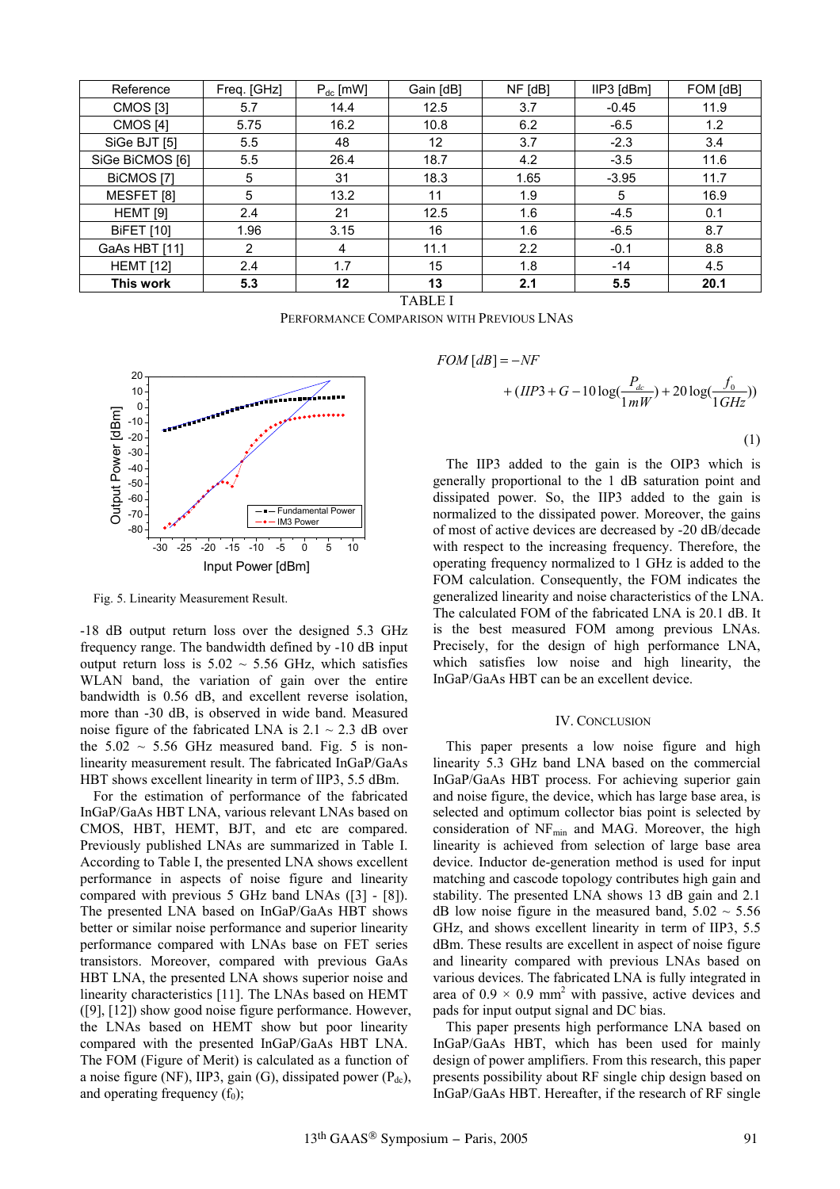| Reference | Freq. [GHz] | $P_{dc}$ [mW] | Gain [dB] | NF [dB] | IIP3 [dBm] | FOM [dB] |
|---|---|---|---|---|---|---|
| CMOS [3] | 5.7 | 14.4 | 12.5 | 3.7 | -0.45 | 11.9 |
| CMOS [4] | 5.75 | 16.2 | 10.8 | 6.2 | -6.5 | 1.2 |
| SiGe BJT [5] | 5.5 | 48 | 12 | 3.7 | -2.3 | 3.4 |
| SiGe BiCMOS [6] | 5.5 | 26.4 | 18.7 | 4.2 | -3.5 | 11.6 |
| BiCMOS [7] | 5 | 31 | 18.3 | 1.65 | -3.95 | 11.7 |
| MESFET [8] | 5 | 13.2 | 11 | 1.9 | 5 | 16.9 |
| HEMT [9] | 2.4 | 21 | 12.5 | 1.6 | -4.5 | 0.1 |
| BiFET [10] | 1.96 | 3.15 | 16 | 1.6 | -6.5 | 8.7 |
| GaAs HBT [11] | 2 | 4 | 11.1 | 2.2 | -0.1 | 8.8 |
| HEMT [12] | 2.4 | 1.7 | 15 | 1.8 | -14 | 4.5 |
| **This work** | **5.3** | **12** | **13** | **2.1** | **5.5** | **20.1** |

TABLE I

PERFORMANCE COMPARISON WITH PREVIOUS LNAS

Output Power [dBm]
20
10
0
-10
-20
-30
-40
-50
-60
-70
-80
-30 -25 -20 -15 -10 -5 0 5 10
Input Power [dBm]
Fundamental Power
IM3 Power

Fig. 5. Linearity Measurement Result.

-18 dB output return loss over the designed 5.3 GHz frequency range. The bandwidth defined by -10 dB input output return loss is 5.02 ~ 5.56 GHz, which satisfies WLAN band, the variation of gain over the entire bandwidth is 0.56 dB, and excellent reverse isolation, more than -30 dB, is observed in wide band. Measured noise figure of the fabricated LNA is 2.1 ~ 2.3 dB over the 5.02 ~ 5.56 GHz measured band. Fig. 5 is non-linearity measurement result. The fabricated InGaP/GaAs HBT shows excellent linearity in term of IIP3, 5.5 dBm.

For the estimation of performance of the fabricated InGaP/GaAs HBT LNA, various relevant LNAs based on CMOS, HBT, HEMT, BJT, and etc are compared. Previously published LNAs are summarized in Table I. According to Table I, the presented LNA shows excellent performance in aspects of noise figure and linearity compared with previous 5 GHz band LNAs ([3] - [8]). The presented LNA based on InGaP/GaAs HBT shows better or similar noise performance and superior linearity performance compared with LNAs base on FET series transistors. Moreover, compared with previous GaAs HBT LNA, the presented LNA shows superior noise and linearity characteristics [11]. The LNAs based on HEMT ([9], [12]) show good noise figure performance. However, the LNAs based on HEMT show but poor linearity compared with the presented InGaP/GaAs HBT LNA. The FOM (Figure of Merit) is calculated as a function of a noise figure (NF), IIP3, gain (G), dissipated power ($P_{dc}$), and operating frequency ($f_0$);

$$FOM\,[dB] = -NF + (IIP3 + G - 10\log(\frac{P_{dc}}{1\,mW}) + 20\log(\frac{f_0}{1\,GHz})) \quad (1)$$

The IIP3 added to the gain is the OIP3 which is generally proportional to the 1 dB saturation point and dissipated power. So, the IIP3 added to the gain is normalized to the dissipated power. Moreover, the gains of most of active devices are decreased by -20 dB/decade with respect to the increasing frequency. Therefore, the operating frequency normalized to 1 GHz is added to the FOM calculation. Consequently, the FOM indicates the generalized linearity and noise characteristics of the LNA. The calculated FOM of the fabricated LNA is 20.1 dB. It is the best measured FOM among previous LNAs. Precisely, for the design of high performance LNA, which satisfies low noise and high linearity, the InGaP/GaAs HBT can be an excellent device.

## IV. CONCLUSION

This paper presents a low noise figure and high linearity 5.3 GHz band LNA based on the commercial InGaP/GaAs HBT process. For achieving superior gain and noise figure, the device, which has large base area, is selected and optimum collector bias point is selected by consideration of $NF_{min}$ and MAG. Moreover, the high linearity is achieved from selection of large base area device. Inductor de-generation method is used for input matching and cascode topology contributes high gain and stability. The presented LNA shows 13 dB gain and 2.1 dB low noise figure in the measured band, 5.02 ~ 5.56 GHz, and shows excellent linearity in term of IIP3, 5.5 dBm. These results are excellent in aspect of noise figure and linearity compared with previous LNAs based on various devices. The fabricated LNA is fully integrated in area of $0.9 \times 0.9$ $mm^2$ with passive, active devices and pads for input output signal and DC bias.

This paper presents high performance LNA based on InGaP/GaAs HBT, which has been used for mainly design of power amplifiers. From this research, this paper presents possibility about RF single chip design based on InGaP/GaAs HBT. Hereafter, if the research of RF single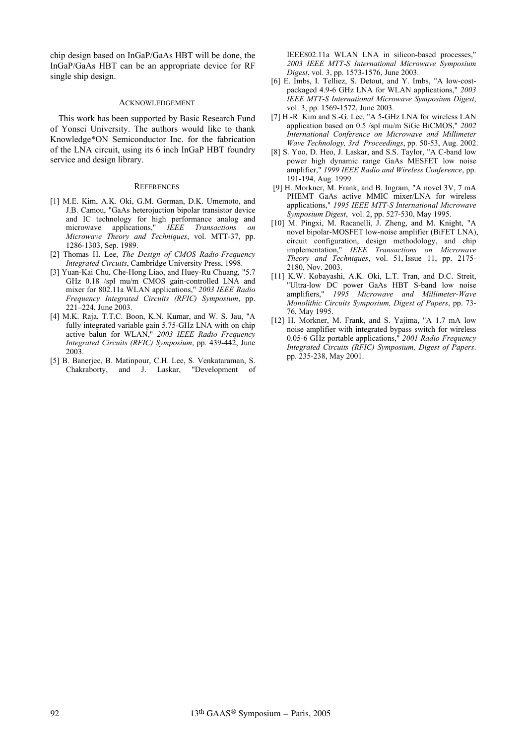chip design based on InGaP/GaAs HBT will be done, the InGaP/GaAs HBT can be an appropriate device for RF single ship design.

## ACKNOWLEDGEMENT

This work has been supported by Basic Research Fund of Yonsei University. The authors would like to thank Knowledge*ON Semiconductor Inc. for the fabrication of the LNA circuit, using its 6 inch InGaP HBT foundry service and design library.

## REFERENCES

[1] M.E. Kim, A.K. Oki, G.M. Gorman, D.K. Umemoto, and J.B. Camou, "GaAs heterojuction bipolar transistor device and IC technology for high performance analog and microwave applications," *IEEE Transactions on Microwave Theory and Techniques*, vol. MTT-37, pp. 1286-1303, Sep. 1989.

[2] Thomas H. Lee, *The Design of CMOS Radio-Frequency Integrated Circuits*, Cambridge University Press, 1998.

[3] Yuan-Kai Chu, Che-Hong Liao, and Huey-Ru Chuang, "5.7 GHz 0.18 /spl mu/m CMOS gain-controlled LNA and mixer for 802.11a WLAN applications," *2003 IEEE Radio Frequency Integrated Circuits (RFIC) Symposium*, pp. 221–224, June 2003.

[4] M.K. Raja, T.T.C. Boon, K.N. Kumar, and W. S. Jau, "A fully integrated variable gain 5.75-GHz LNA with on chip active balun for WLAN," *2003 IEEE Radio Frequency Integrated Circuits (RFIC) Symposium*, pp. 439-442, June 2003.

[5] B. Banerjee, B. Matinpour, C.H. Lee, S. Venkataraman, S. Chakraborty, and J. Laskar, "Development of IEEE802.11a WLAN LNA in silicon-based processes," *2003 IEEE MTT-S International Microwave Symposium Digest*, vol. 3, pp. 1573-1576, June 2003.

[6] E. Imbs, I. Telliez, S. Detout, and Y. Imbs, "A low-cost-packaged 4.9-6 GHz LNA for WLAN applications," *2003 IEEE MTT-S International Microwave Symposium Digest*, vol. 3, pp. 1569-1572, June 2003.

[7] H.-R. Kim and S.-G. Lee, "A 5-GHz LNA for wireless LAN application based on 0.5 /spl mu/m SiGe BiCMOS," *2002 International Conference on Microwave and Millimeter Wave Technology, 3rd Proceedings*, pp. 50-53, Aug. 2002.

[8] S. Yoo, D. Heo, J. Laskar, and S.S. Taylor, "A C-band low power high dynamic range GaAs MESFET low noise amplifier," *1999 IEEE Radio and Wireless Conference*, pp. 191-194, Aug. 1999.

[9] H. Morkner, M. Frank, and B. Ingram, "A novel 3V, 7 mA PHEMT GaAs active MMIC mixer/LNA for wireless applications," *1995 IEEE MTT-S International Microwave Symposium Digest*, vol. 2, pp. 527-530, May 1995.

[10] M. Pingxi, M. Racanelli, J. Zheng, and M. Knight, "A novel bipolar-MOSFET low-noise amplifier (BiFET LNA), circuit configuration, design methodology, and chip implementation," *IEEE Transactions on Microwave Theory and Techniques*, vol. 51, Issue 11, pp. 2175-2180, Nov. 2003.

[11] K.W. Kobayashi, A.K. Oki, L.T. Tran, and D.C. Streit, "Ultra-low DC power GaAs HBT S-band low noise amplifiers," *1995 Microwave and Millimeter-Wave Monolithic Circuits Symposium, Digest of Papers*, pp. 73-76, May 1995.

[12] H. Morkner, M. Frank, and S. Yajima, "A 1.7 mA low noise amplifier with integrated bypass switch for wireless 0.05-6 GHz portable applications," *2001 Radio Frequency Integrated Circuits (RFIC) Symposium, Digest of Papers*. pp. 235-238, May 2001.